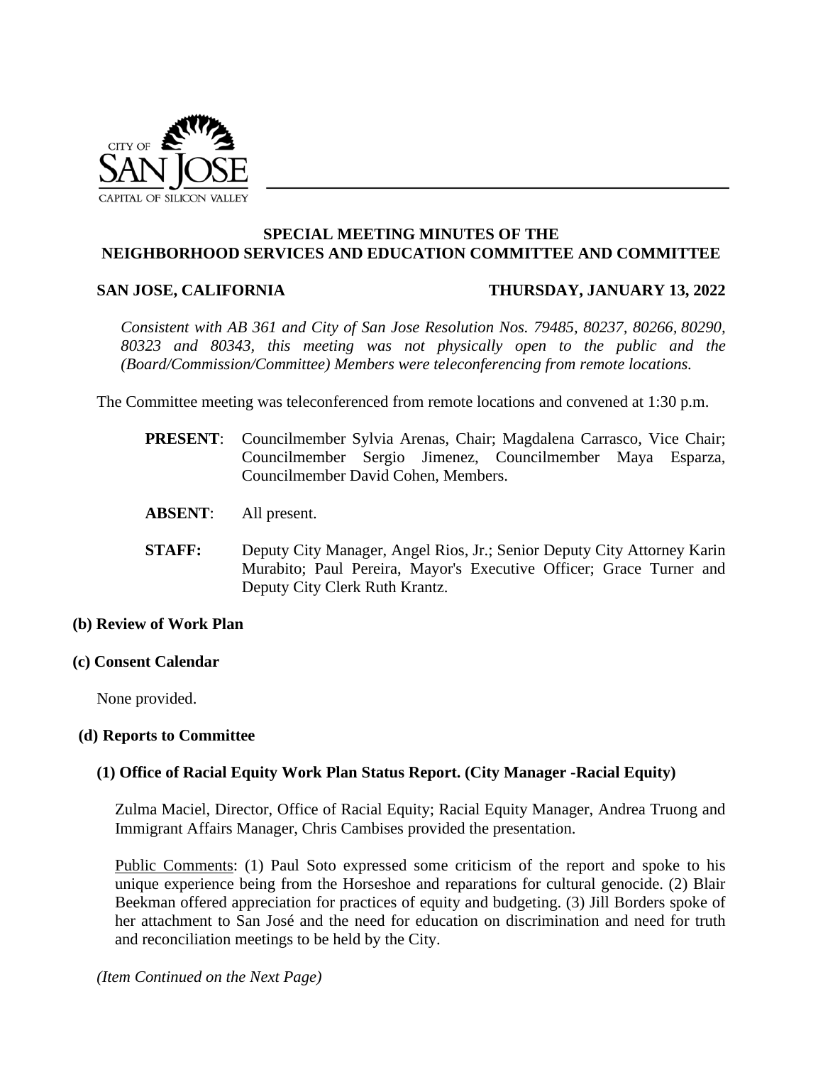CITY OF SAN JOSE
CAPITAL OF SILICON VALLEY

## SPECIAL MEETING MINUTES OF THE NEIGHBORHOOD SERVICES AND EDUCATION COMMITTEE AND COMMITTEE

**SAN JOSE, CALIFORNIA** **THURSDAY, JANUARY 13, 2022**

*Consistent with AB 361 and City of San Jose Resolution Nos. 79485, 80237, 80266, 80290, 80323 and 80343, this meeting was not physically open to the public and the (Board/Commission/Committee) Members were teleconferencing from remote locations.*

The Committee meeting was teleconferenced from remote locations and convened at 1:30 p.m.

**PRESENT**: Councilmember Sylvia Arenas, Chair; Magdalena Carrasco, Vice Chair; Councilmember Sergio Jimenez, Councilmember Maya Esparza, Councilmember David Cohen, Members.

**ABSENT**: All present.

**STAFF:** Deputy City Manager, Angel Rios, Jr.; Senior Deputy City Attorney Karin Murabito; Paul Pereira, Mayor's Executive Officer; Grace Turner and Deputy City Clerk Ruth Krantz.

### (b) Review of Work Plan

### (c) Consent Calendar

None provided.

### (d) Reports to Committee

#### (1) Office of Racial Equity Work Plan Status Report. (City Manager -Racial Equity)

Zulma Maciel, Director, Office of Racial Equity; Racial Equity Manager, Andrea Truong and Immigrant Affairs Manager, Chris Cambises provided the presentation.

Public Comments: (1) Paul Soto expressed some criticism of the report and spoke to his unique experience being from the Horseshoe and reparations for cultural genocide. (2) Blair Beekman offered appreciation for practices of equity and budgeting. (3) Jill Borders spoke of her attachment to San José and the need for education on discrimination and need for truth and reconciliation meetings to be held by the City.

*(Item Continued on the Next Page)*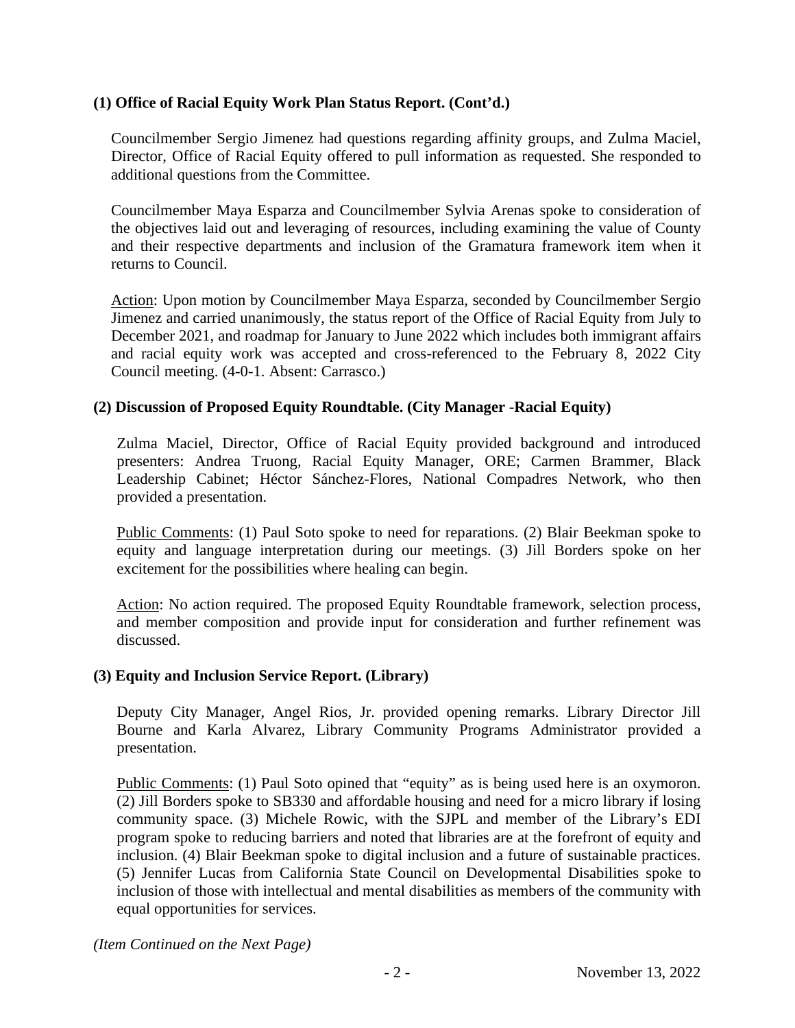**(1) Office of Racial Equity Work Plan Status Report. (Cont'd.)**

Councilmember Sergio Jimenez had questions regarding affinity groups, and Zulma Maciel, Director, Office of Racial Equity offered to pull information as requested. She responded to additional questions from the Committee.

Councilmember Maya Esparza and Councilmember Sylvia Arenas spoke to consideration of the objectives laid out and leveraging of resources, including examining the value of County and their respective departments and inclusion of the Gramatura framework item when it returns to Council.

Action: Upon motion by Councilmember Maya Esparza, seconded by Councilmember Sergio Jimenez and carried unanimously, the status report of the Office of Racial Equity from July to December 2021, and roadmap for January to June 2022 which includes both immigrant affairs and racial equity work was accepted and cross-referenced to the February 8, 2022 City Council meeting. (4-0-1. Absent: Carrasco.)

**(2) Discussion of Proposed Equity Roundtable. (City Manager -Racial Equity)**

Zulma Maciel, Director, Office of Racial Equity provided background and introduced presenters: Andrea Truong, Racial Equity Manager, ORE; Carmen Brammer, Black Leadership Cabinet; Héctor Sánchez-Flores, National Compadres Network, who then provided a presentation.

Public Comments: (1) Paul Soto spoke to need for reparations. (2) Blair Beekman spoke to equity and language interpretation during our meetings. (3) Jill Borders spoke on her excitement for the possibilities where healing can begin.

Action: No action required. The proposed Equity Roundtable framework, selection process, and member composition and provide input for consideration and further refinement was discussed.

**(3) Equity and Inclusion Service Report. (Library)**

Deputy City Manager, Angel Rios, Jr. provided opening remarks. Library Director Jill Bourne and Karla Alvarez, Library Community Programs Administrator provided a presentation.

Public Comments: (1) Paul Soto opined that "equity" as is being used here is an oxymoron. (2) Jill Borders spoke to SB330 and affordable housing and need for a micro library if losing community space. (3) Michele Rowic, with the SJPL and member of the Library's EDI program spoke to reducing barriers and noted that libraries are at the forefront of equity and inclusion. (4) Blair Beekman spoke to digital inclusion and a future of sustainable practices. (5) Jennifer Lucas from California State Council on Developmental Disabilities spoke to inclusion of those with intellectual and mental disabilities as members of the community with equal opportunities for services.

*(Item Continued on the Next Page)*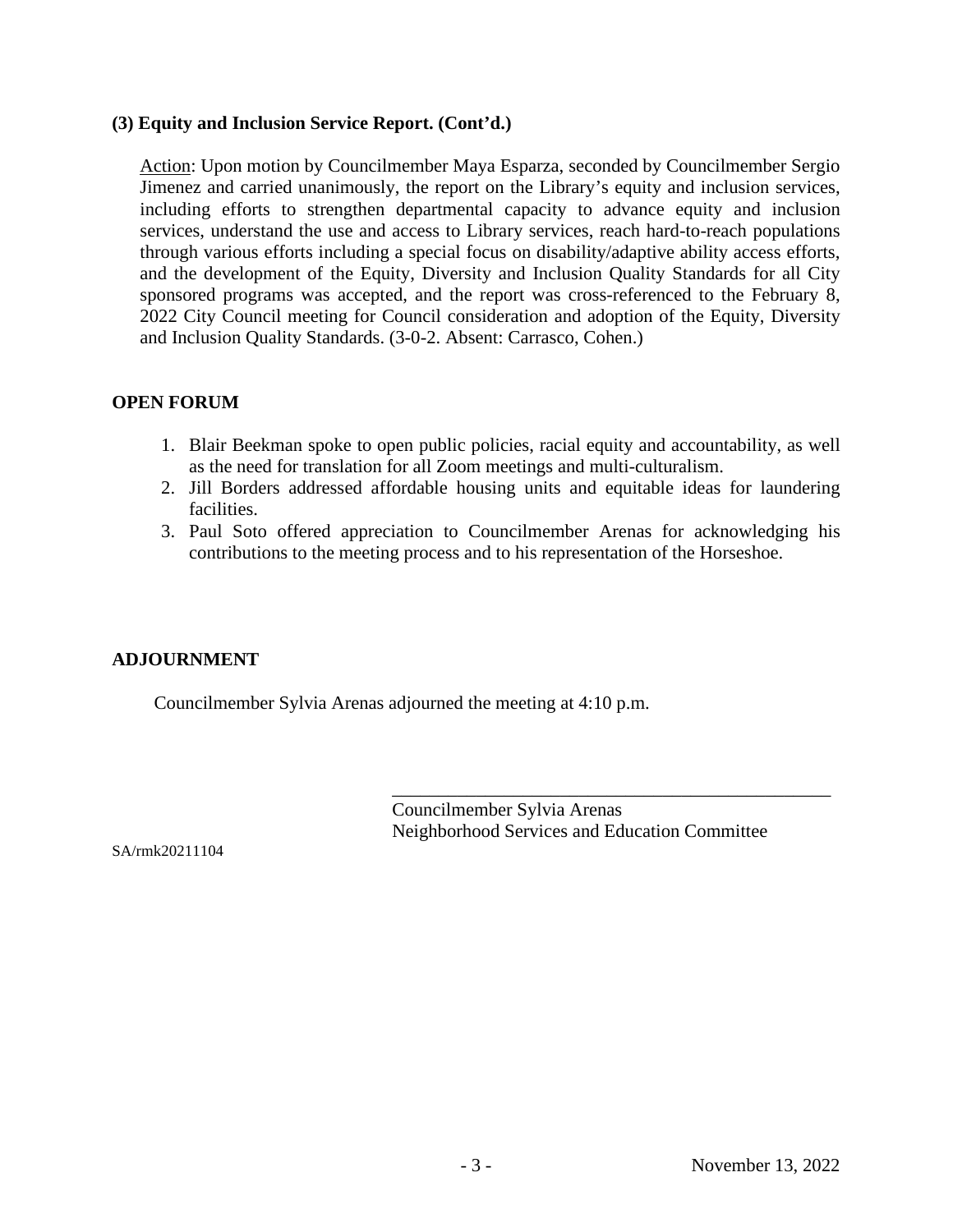**(3) Equity and Inclusion Service Report. (Cont'd.)**

Action: Upon motion by Councilmember Maya Esparza, seconded by Councilmember Sergio Jimenez and carried unanimously, the report on the Library's equity and inclusion services, including efforts to strengthen departmental capacity to advance equity and inclusion services, understand the use and access to Library services, reach hard-to-reach populations through various efforts including a special focus on disability/adaptive ability access efforts, and the development of the Equity, Diversity and Inclusion Quality Standards for all City sponsored programs was accepted, and the report was cross-referenced to the February 8, 2022 City Council meeting for Council consideration and adoption of the Equity, Diversity and Inclusion Quality Standards. (3-0-2. Absent: Carrasco, Cohen.)

**OPEN FORUM**

1. Blair Beekman spoke to open public policies, racial equity and accountability, as well as the need for translation for all Zoom meetings and multi-culturalism.
2. Jill Borders addressed affordable housing units and equitable ideas for laundering facilities.
3. Paul Soto offered appreciation to Councilmember Arenas for acknowledging his contributions to the meeting process and to his representation of the Horseshoe.

**ADJOURNMENT**

Councilmember Sylvia Arenas adjourned the meeting at 4:10 p.m.

\_\_\_\_\_\_\_\_\_\_\_\_\_\_\_\_\_\_\_\_\_\_\_\_\_\_\_\_\_\_\_\_\_\_\_\_\_\_\_\_\_\_\_\_\_\_\_\_

Councilmember Sylvia Arenas
Neighborhood Services and Education Committee

SA/rmk20211104

November 13, 2022